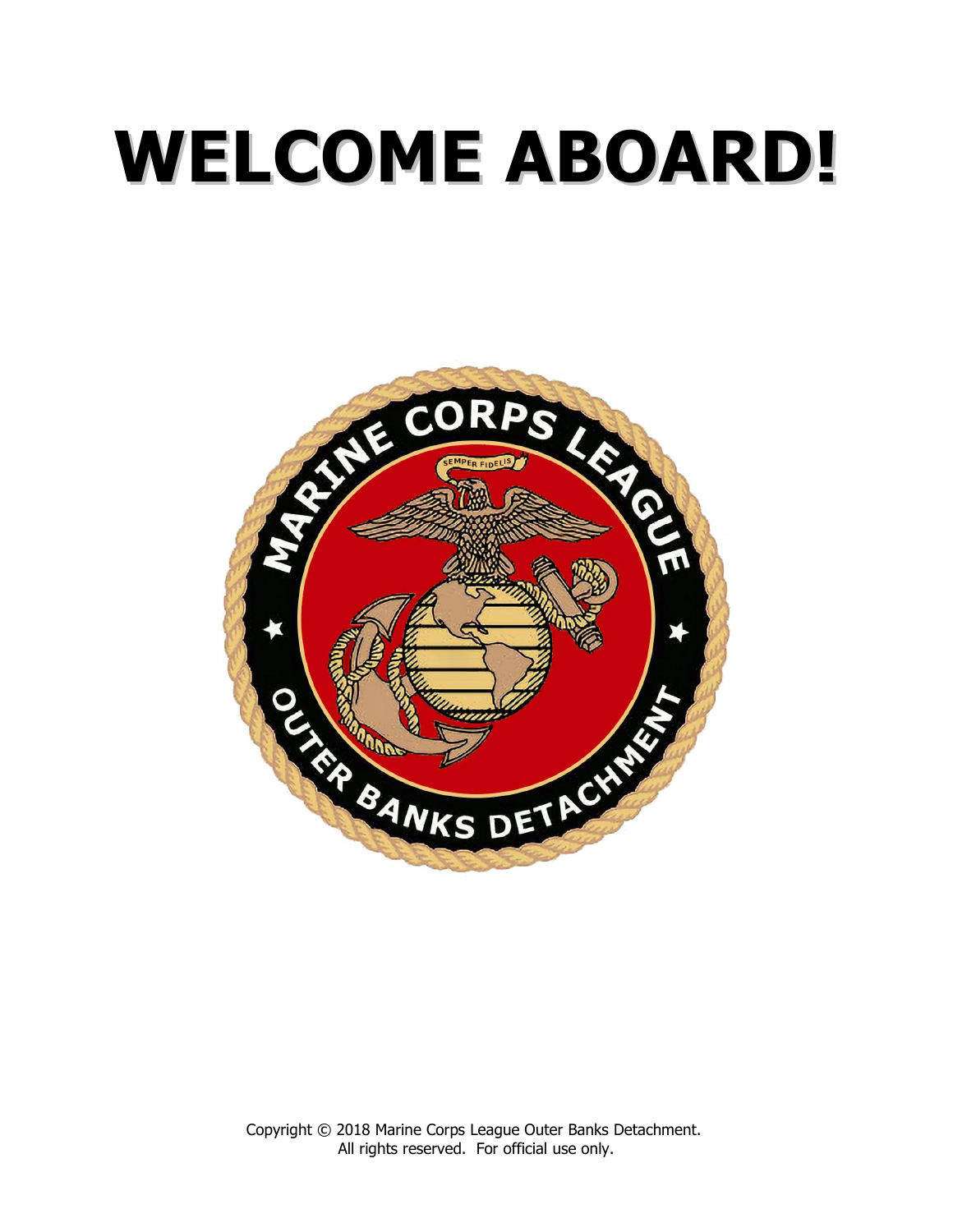# WELCOME ABOARD!

Copyright © 2018 Marine Corps League Outer Banks Detachment.
All rights reserved. For official use only.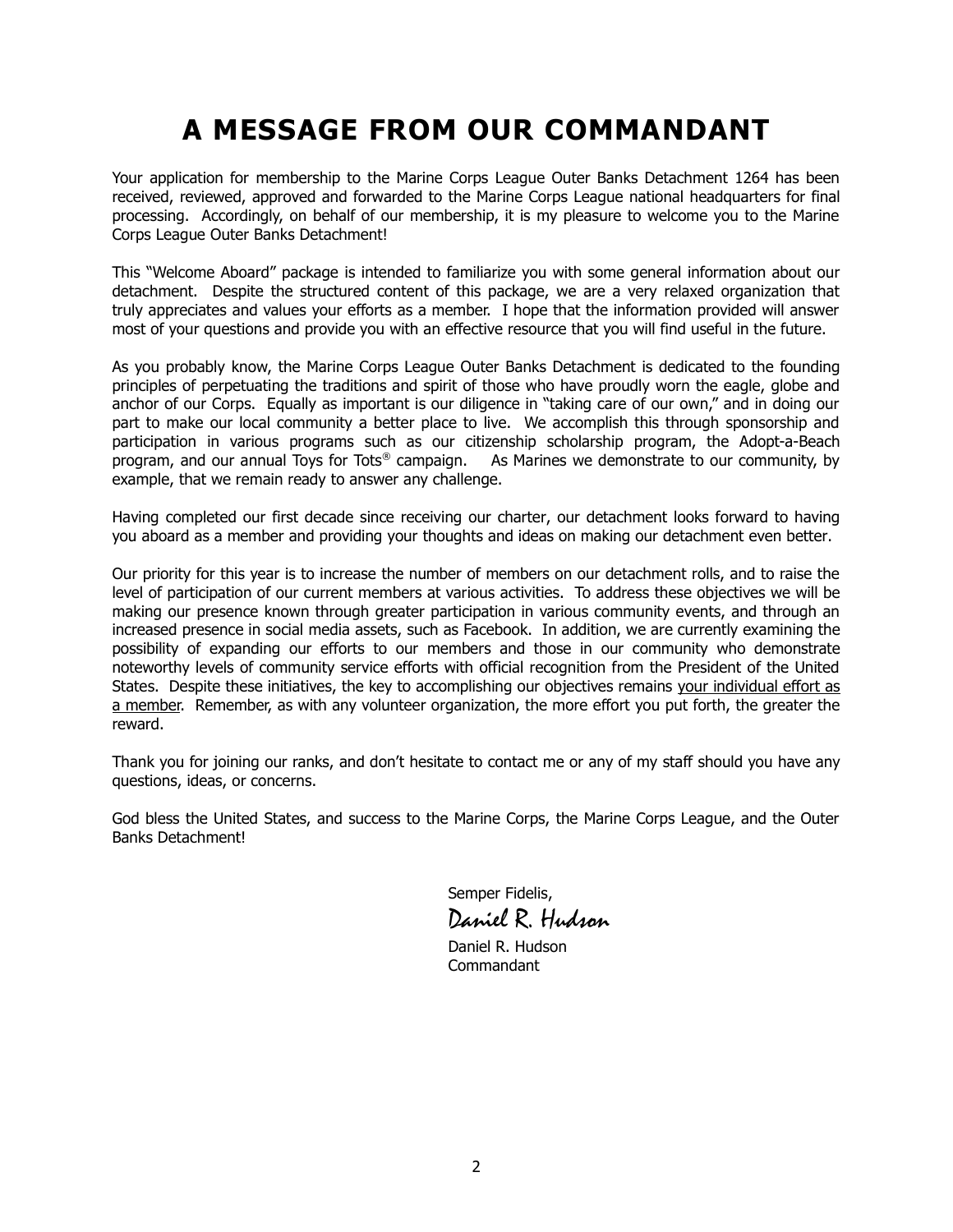# A MESSAGE FROM OUR COMMANDANT

Your application for membership to the Marine Corps League Outer Banks Detachment 1264 has been received, reviewed, approved and forwarded to the Marine Corps League national headquarters for final processing. Accordingly, on behalf of our membership, it is my pleasure to welcome you to the Marine Corps League Outer Banks Detachment!

This "Welcome Aboard" package is intended to familiarize you with some general information about our detachment. Despite the structured content of this package, we are a very relaxed organization that truly appreciates and values your efforts as a member. I hope that the information provided will answer most of your questions and provide you with an effective resource that you will find useful in the future.

As you probably know, the Marine Corps League Outer Banks Detachment is dedicated to the founding principles of perpetuating the traditions and spirit of those who have proudly worn the eagle, globe and anchor of our Corps. Equally as important is our diligence in "taking care of our own," and in doing our part to make our local community a better place to live. We accomplish this through sponsorship and participation in various programs such as our citizenship scholarship program, the Adopt-a-Beach program, and our annual Toys for Tots® campaign. As Marines we demonstrate to our community, by example, that we remain ready to answer any challenge.

Having completed our first decade since receiving our charter, our detachment looks forward to having you aboard as a member and providing your thoughts and ideas on making our detachment even better.

Our priority for this year is to increase the number of members on our detachment rolls, and to raise the level of participation of our current members at various activities. To address these objectives we will be making our presence known through greater participation in various community events, and through an increased presence in social media assets, such as Facebook. In addition, we are currently examining the possibility of expanding our efforts to our members and those in our community who demonstrate noteworthy levels of community service efforts with official recognition from the President of the United States. Despite these initiatives, the key to accomplishing our objectives remains <u>your individual effort as a member</u>. Remember, as with any volunteer organization, the more effort you put forth, the greater the reward.

Thank you for joining our ranks, and don't hesitate to contact me or any of my staff should you have any questions, ideas, or concerns.

God bless the United States, and success to the Marine Corps, the Marine Corps League, and the Outer Banks Detachment!

Semper Fidelis,

*Daniel R. Hudson*

Daniel R. Hudson
Commandant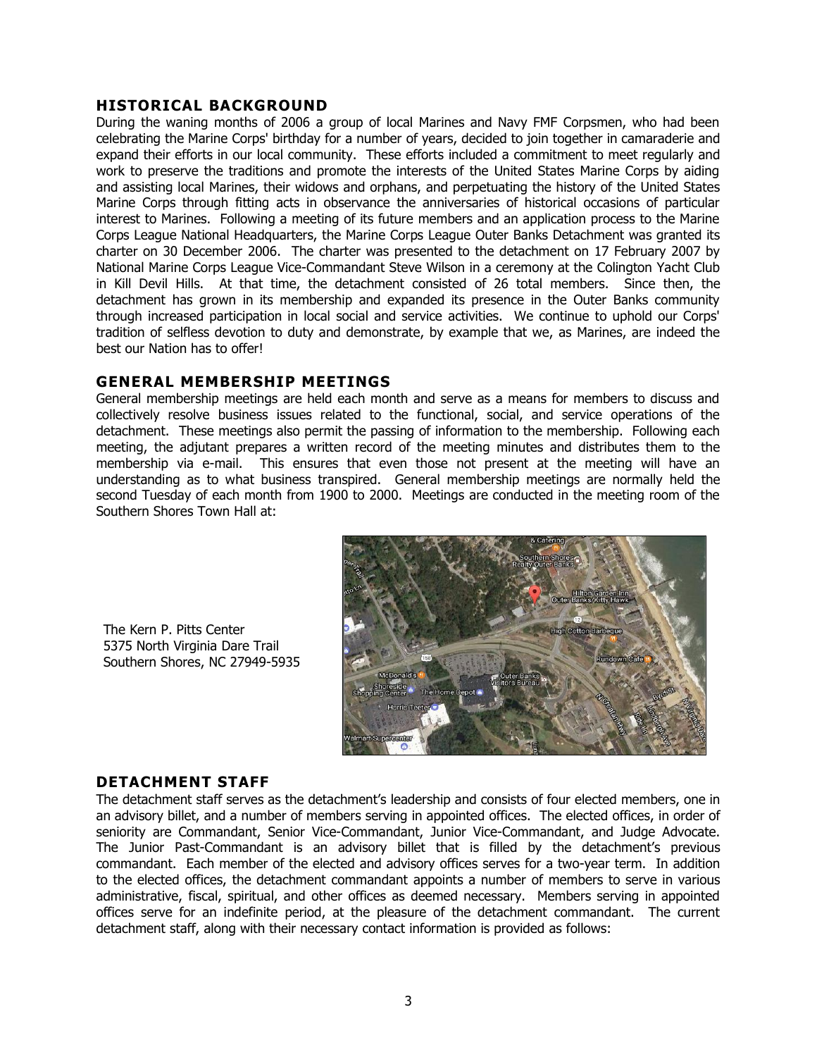## HISTORICAL BACKGROUND

During the waning months of 2006 a group of local Marines and Navy FMF Corpsmen, who had been celebrating the Marine Corps' birthday for a number of years, decided to join together in camaraderie and expand their efforts in our local community. These efforts included a commitment to meet regularly and work to preserve the traditions and promote the interests of the United States Marine Corps by aiding and assisting local Marines, their widows and orphans, and perpetuating the history of the United States Marine Corps through fitting acts in observance the anniversaries of historical occasions of particular interest to Marines. Following a meeting of its future members and an application process to the Marine Corps League National Headquarters, the Marine Corps League Outer Banks Detachment was granted its charter on 30 December 2006. The charter was presented to the detachment on 17 February 2007 by National Marine Corps League Vice-Commandant Steve Wilson in a ceremony at the Colington Yacht Club in Kill Devil Hills. At that time, the detachment consisted of 26 total members. Since then, the detachment has grown in its membership and expanded its presence in the Outer Banks community through increased participation in local social and service activities. We continue to uphold our Corps' tradition of selfless devotion to duty and demonstrate, by example that we, as Marines, are indeed the best our Nation has to offer!

## GENERAL MEMBERSHIP MEETINGS

General membership meetings are held each month and serve as a means for members to discuss and collectively resolve business issues related to the functional, social, and service operations of the detachment. These meetings also permit the passing of information to the membership. Following each meeting, the adjutant prepares a written record of the meeting minutes and distributes them to the membership via e-mail. This ensures that even those not present at the meeting will have an understanding as to what business transpired. General membership meetings are normally held the second Tuesday of each month from 1900 to 2000. Meetings are conducted in the meeting room of the Southern Shores Town Hall at:

The Kern P. Pitts Center
5375 North Virginia Dare Trail
Southern Shores, NC 27949-5935

## DETACHMENT STAFF

The detachment staff serves as the detachment's leadership and consists of four elected members, one in an advisory billet, and a number of members serving in appointed offices. The elected offices, in order of seniority are Commandant, Senior Vice-Commandant, Junior Vice-Commandant, and Judge Advocate. The Junior Past-Commandant is an advisory billet that is filled by the detachment's previous commandant. Each member of the elected and advisory offices serves for a two-year term. In addition to the elected offices, the detachment commandant appoints a number of members to serve in various administrative, fiscal, spiritual, and other offices as deemed necessary. Members serving in appointed offices serve for an indefinite period, at the pleasure of the detachment commandant. The current detachment staff, along with their necessary contact information is provided as follows: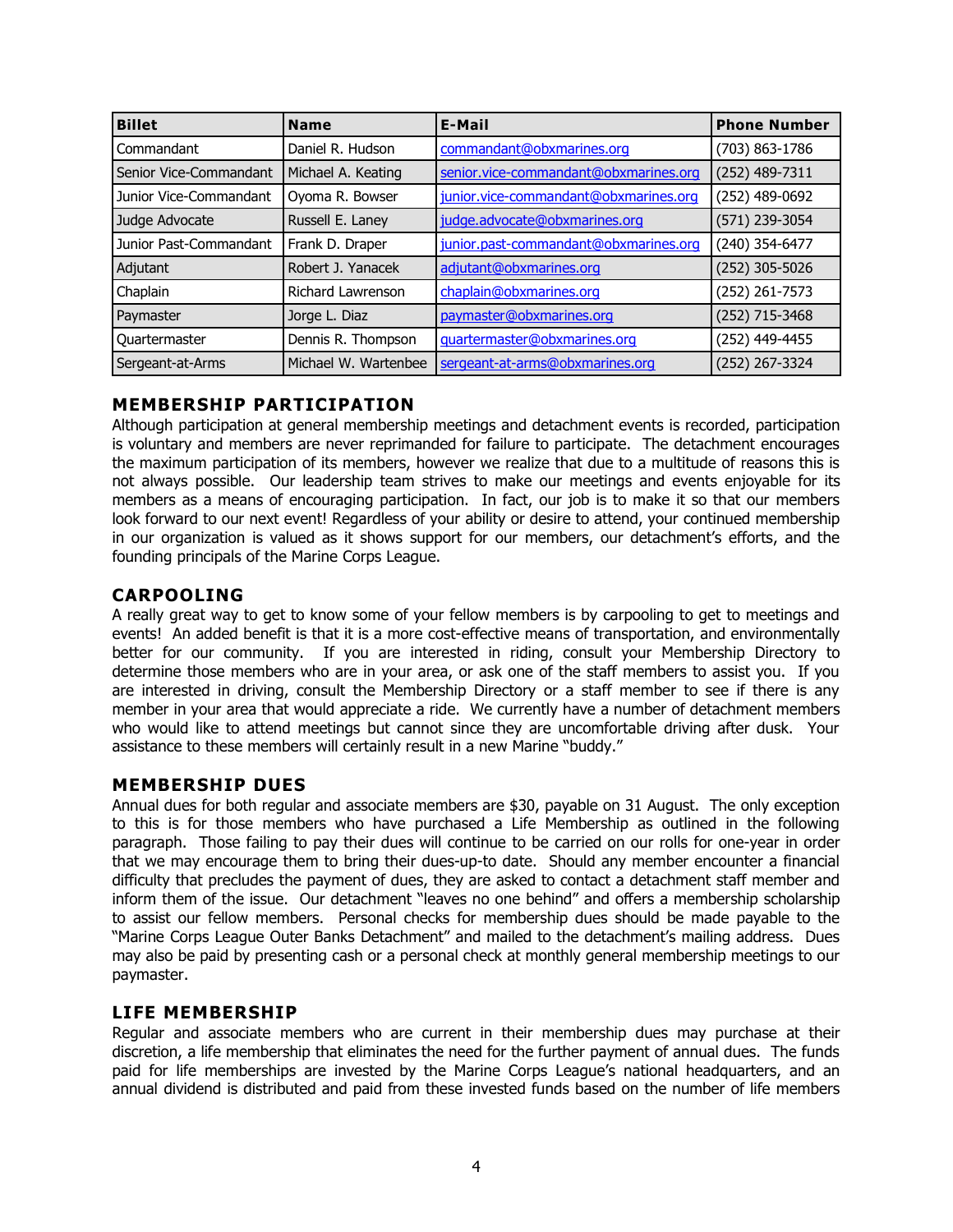| Billet | Name | E-Mail | Phone Number |
|---|---|---|---|
| Commandant | Daniel R. Hudson | commandant@obxmarines.org | (703) 863-1786 |
| Senior Vice-Commandant | Michael A. Keating | senior.vice-commandant@obxmarines.org | (252) 489-7311 |
| Junior Vice-Commandant | Oyoma R. Bowser | junior.vice-commandant@obxmarines.org | (252) 489-0692 |
| Judge Advocate | Russell E. Laney | judge.advocate@obxmarines.org | (571) 239-3054 |
| Junior Past-Commandant | Frank D. Draper | junior.past-commandant@obxmarines.org | (240) 354-6477 |
| Adjutant | Robert J. Yanacek | adjutant@obxmarines.org | (252) 305-5026 |
| Chaplain | Richard Lawrenson | chaplain@obxmarines.org | (252) 261-7573 |
| Paymaster | Jorge L. Diaz | paymaster@obxmarines.org | (252) 715-3468 |
| Quartermaster | Dennis R. Thompson | quartermaster@obxmarines.org | (252) 449-4455 |
| Sergeant-at-Arms | Michael W. Wartenbee | sergeant-at-arms@obxmarines.org | (252) 267-3324 |

## MEMBERSHIP PARTICIPATION

Although participation at general membership meetings and detachment events is recorded, participation is voluntary and members are never reprimanded for failure to participate. The detachment encourages the maximum participation of its members, however we realize that due to a multitude of reasons this is not always possible. Our leadership team strives to make our meetings and events enjoyable for its members as a means of encouraging participation. In fact, our job is to make it so that our members look forward to our next event! Regardless of your ability or desire to attend, your continued membership in our organization is valued as it shows support for our members, our detachment's efforts, and the founding principals of the Marine Corps League.

## CARPOOLING

A really great way to get to know some of your fellow members is by carpooling to get to meetings and events! An added benefit is that it is a more cost-effective means of transportation, and environmentally better for our community. If you are interested in riding, consult your Membership Directory to determine those members who are in your area, or ask one of the staff members to assist you. If you are interested in driving, consult the Membership Directory or a staff member to see if there is any member in your area that would appreciate a ride. We currently have a number of detachment members who would like to attend meetings but cannot since they are uncomfortable driving after dusk. Your assistance to these members will certainly result in a new Marine "buddy."

## MEMBERSHIP DUES

Annual dues for both regular and associate members are $30, payable on 31 August. The only exception to this is for those members who have purchased a Life Membership as outlined in the following paragraph. Those failing to pay their dues will continue to be carried on our rolls for one-year in order that we may encourage them to bring their dues-up-to date. Should any member encounter a financial difficulty that precludes the payment of dues, they are asked to contact a detachment staff member and inform them of the issue. Our detachment "leaves no one behind" and offers a membership scholarship to assist our fellow members. Personal checks for membership dues should be made payable to the "Marine Corps League Outer Banks Detachment" and mailed to the detachment's mailing address. Dues may also be paid by presenting cash or a personal check at monthly general membership meetings to our paymaster.

## LIFE MEMBERSHIP

Regular and associate members who are current in their membership dues may purchase at their discretion, a life membership that eliminates the need for the further payment of annual dues. The funds paid for life memberships are invested by the Marine Corps League's national headquarters, and an annual dividend is distributed and paid from these invested funds based on the number of life members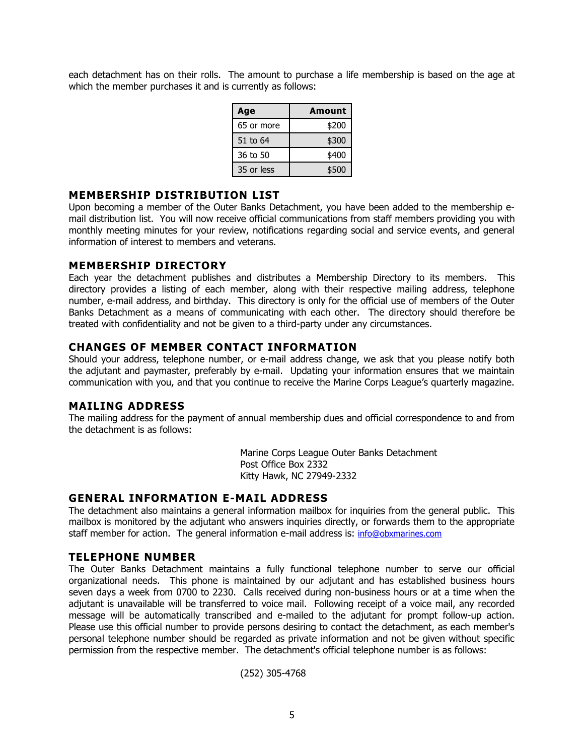each detachment has on their rolls. The amount to purchase a life membership is based on the age at which the member purchases it and is currently as follows:

| Age | Amount |
|---|---|
| 65 or more | $200 |
| 51 to 64 | $300 |
| 36 to 50 | $400 |
| 35 or less | $500 |

## MEMBERSHIP DISTRIBUTION LIST

Upon becoming a member of the Outer Banks Detachment, you have been added to the membership e-mail distribution list. You will now receive official communications from staff members providing you with monthly meeting minutes for your review, notifications regarding social and service events, and general information of interest to members and veterans.

## MEMBERSHIP DIRECTORY

Each year the detachment publishes and distributes a Membership Directory to its members. This directory provides a listing of each member, along with their respective mailing address, telephone number, e-mail address, and birthday. This directory is only for the official use of members of the Outer Banks Detachment as a means of communicating with each other. The directory should therefore be treated with confidentiality and not be given to a third-party under any circumstances.

## CHANGES OF MEMBER CONTACT INFORMATION

Should your address, telephone number, or e-mail address change, we ask that you please notify both the adjutant and paymaster, preferably by e-mail. Updating your information ensures that we maintain communication with you, and that you continue to receive the Marine Corps League's quarterly magazine.

## MAILING ADDRESS

The mailing address for the payment of annual membership dues and official correspondence to and from the detachment is as follows:

Marine Corps League Outer Banks Detachment
Post Office Box 2332
Kitty Hawk, NC 27949-2332

## GENERAL INFORMATION E-MAIL ADDRESS

The detachment also maintains a general information mailbox for inquiries from the general public. This mailbox is monitored by the adjutant who answers inquiries directly, or forwards them to the appropriate staff member for action. The general information e-mail address is: info@obxmarines.com

## TELEPHONE NUMBER

The Outer Banks Detachment maintains a fully functional telephone number to serve our official organizational needs. This phone is maintained by our adjutant and has established business hours seven days a week from 0700 to 2230. Calls received during non-business hours or at a time when the adjutant is unavailable will be transferred to voice mail. Following receipt of a voice mail, any recorded message will be automatically transcribed and e-mailed to the adjutant for prompt follow-up action. Please use this official number to provide persons desiring to contact the detachment, as each member's personal telephone number should be regarded as private information and not be given without specific permission from the respective member. The detachment's official telephone number is as follows:

(252) 305-4768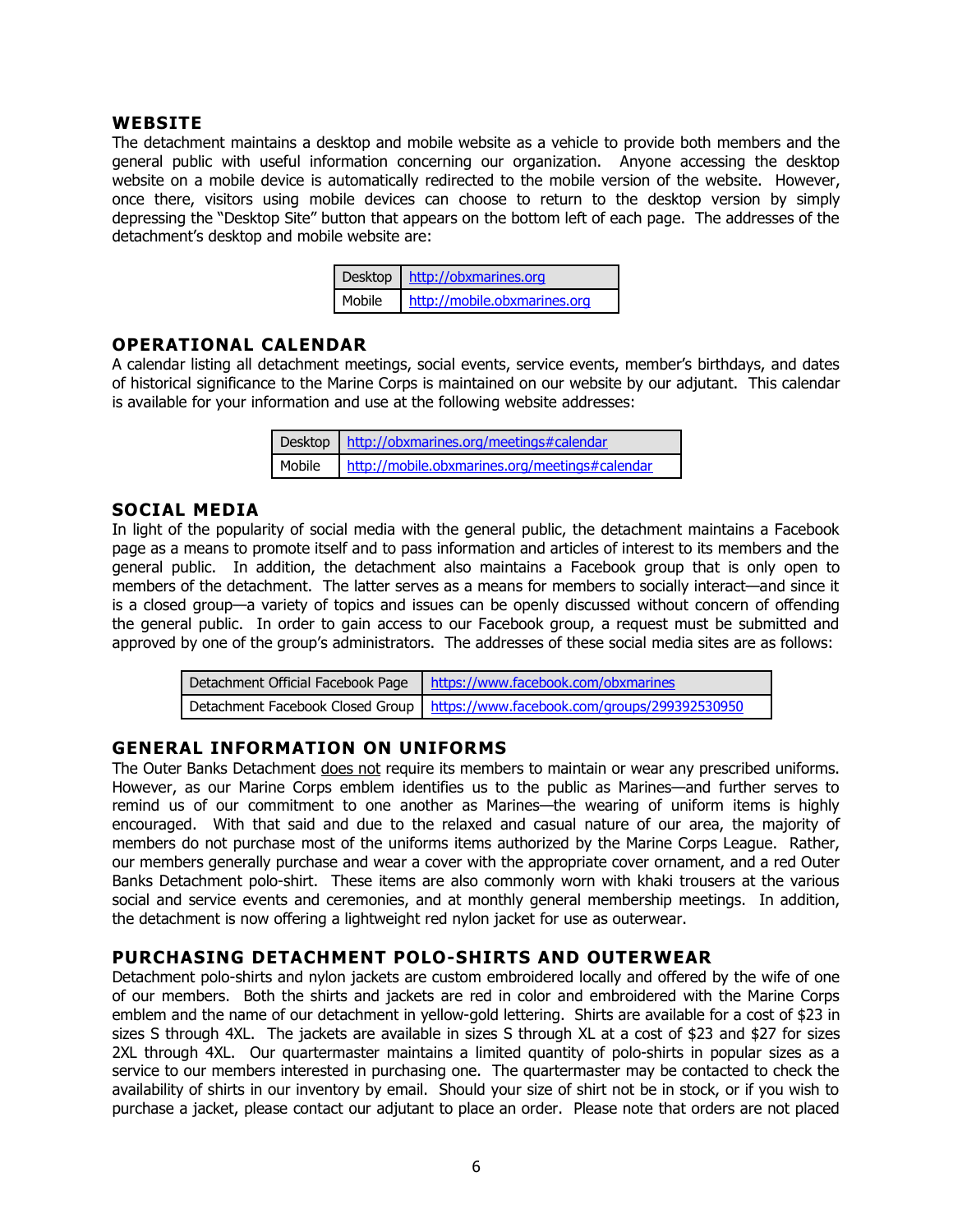## WEBSITE

The detachment maintains a desktop and mobile website as a vehicle to provide both members and the general public with useful information concerning our organization. Anyone accessing the desktop website on a mobile device is automatically redirected to the mobile version of the website. However, once there, visitors using mobile devices can choose to return to the desktop version by simply depressing the "Desktop Site" button that appears on the bottom left of each page. The addresses of the detachment's desktop and mobile website are:

| Desktop | http://obxmarines.org |
|---|---|
| Mobile | http://mobile.obxmarines.org |

## OPERATIONAL CALENDAR

A calendar listing all detachment meetings, social events, service events, member's birthdays, and dates of historical significance to the Marine Corps is maintained on our website by our adjutant. This calendar is available for your information and use at the following website addresses:

| Desktop | http://obxmarines.org/meetings#calendar |
|---|---|
| Mobile | http://mobile.obxmarines.org/meetings#calendar |

## SOCIAL MEDIA

In light of the popularity of social media with the general public, the detachment maintains a Facebook page as a means to promote itself and to pass information and articles of interest to its members and the general public. In addition, the detachment also maintains a Facebook group that is only open to members of the detachment. The latter serves as a means for members to socially interact—and since it is a closed group—a variety of topics and issues can be openly discussed without concern of offending the general public. In order to gain access to our Facebook group, a request must be submitted and approved by one of the group's administrators. The addresses of these social media sites are as follows:

| Detachment Official Facebook Page | https://www.facebook.com/obxmarines |
|---|---|
| Detachment Facebook Closed Group | https://www.facebook.com/groups/299392530950 |

## GENERAL INFORMATION ON UNIFORMS

The Outer Banks Detachment does not require its members to maintain or wear any prescribed uniforms. However, as our Marine Corps emblem identifies us to the public as Marines—and further serves to remind us of our commitment to one another as Marines—the wearing of uniform items is highly encouraged. With that said and due to the relaxed and casual nature of our area, the majority of members do not purchase most of the uniforms items authorized by the Marine Corps League. Rather, our members generally purchase and wear a cover with the appropriate cover ornament, and a red Outer Banks Detachment polo-shirt. These items are also commonly worn with khaki trousers at the various social and service events and ceremonies, and at monthly general membership meetings. In addition, the detachment is now offering a lightweight red nylon jacket for use as outerwear.

## PURCHASING DETACHMENT POLO-SHIRTS AND OUTERWEAR

Detachment polo-shirts and nylon jackets are custom embroidered locally and offered by the wife of one of our members. Both the shirts and jackets are red in color and embroidered with the Marine Corps emblem and the name of our detachment in yellow-gold lettering. Shirts are available for a cost of $23 in sizes S through 4XL. The jackets are available in sizes S through XL at a cost of $23 and $27 for sizes 2XL through 4XL. Our quartermaster maintains a limited quantity of polo-shirts in popular sizes as a service to our members interested in purchasing one. The quartermaster may be contacted to check the availability of shirts in our inventory by email. Should your size of shirt not be in stock, or if you wish to purchase a jacket, please contact our adjutant to place an order. Please note that orders are not placed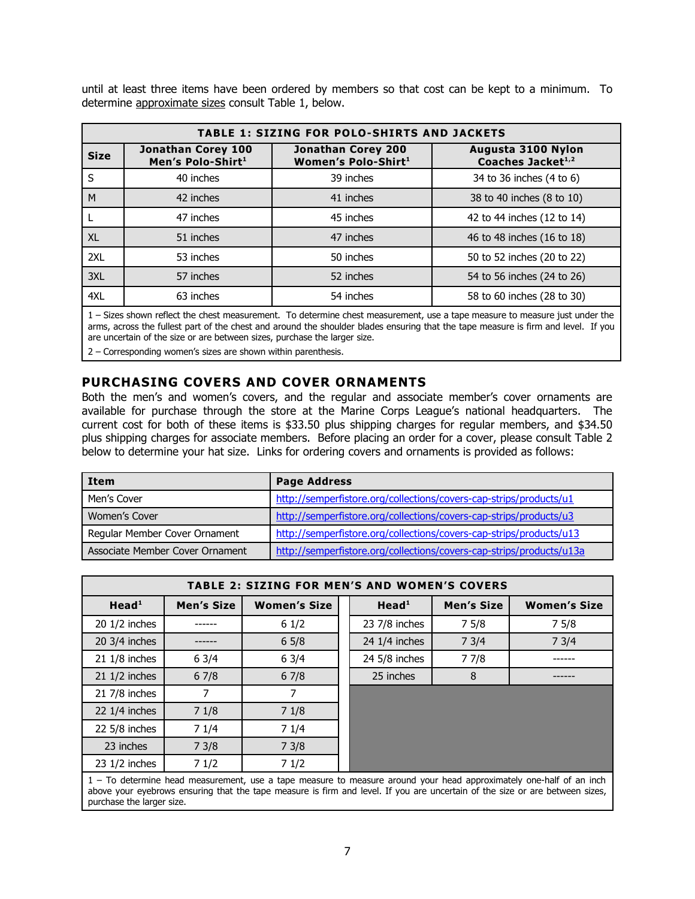until at least three items have been ordered by members so that cost can be kept to a minimum. To determine approximate sizes consult Table 1, below.

| TABLE 1: SIZING FOR POLO-SHIRTS AND JACKETS | | | |
|---|---|---|---|
| Size | Jonathan Corey 100 Men's Polo-Shirt[1] | Jonathan Corey 200 Women's Polo-Shirt[1] | Augusta 3100 Nylon Coaches Jacket[1,2] |
| S | 40 inches | 39 inches | 34 to 36 inches (4 to 6) |
| M | 42 inches | 41 inches | 38 to 40 inches (8 to 10) |
| L | 47 inches | 45 inches | 42 to 44 inches (12 to 14) |
| XL | 51 inches | 47 inches | 46 to 48 inches (16 to 18) |
| 2XL | 53 inches | 50 inches | 50 to 52 inches (20 to 22) |
| 3XL | 57 inches | 52 inches | 54 to 56 inches (24 to 26) |
| 4XL | 63 inches | 54 inches | 58 to 60 inches (28 to 30) |

1 – Sizes shown reflect the chest measurement. To determine chest measurement, use a tape measure to measure just under the arms, across the fullest part of the chest and around the shoulder blades ensuring that the tape measure is firm and level. If you are uncertain of the size or are between sizes, purchase the larger size.

2 – Corresponding women's sizes are shown within parenthesis.

## PURCHASING COVERS AND COVER ORNAMENTS

Both the men's and women's covers, and the regular and associate member's cover ornaments are available for purchase through the store at the Marine Corps League's national headquarters. The current cost for both of these items is $33.50 plus shipping charges for regular members, and $34.50 plus shipping charges for associate members. Before placing an order for a cover, please consult Table 2 below to determine your hat size. Links for ordering covers and ornaments is provided as follows:

| Item | Page Address |
|---|---|
| Men's Cover | http://semperfistore.org/collections/covers-cap-strips/products/u1 |
| Women's Cover | http://semperfistore.org/collections/covers-cap-strips/products/u3 |
| Regular Member Cover Ornament | http://semperfistore.org/collections/covers-cap-strips/products/u13 |
| Associate Member Cover Ornament | http://semperfistore.org/collections/covers-cap-strips/products/u13a |

| TABLE 2: SIZING FOR MEN'S AND WOMEN'S COVERS | | | | | |
|---|---|---|---|---|---|
| Head[1] | Men's Size | Women's Size | Head[1] | Men's Size | Women's Size |
| 20 1/2 inches | ------ | 6 1/2 | 23 7/8 inches | 7 5/8 | 7 5/8 |
| 20 3/4 inches | ------ | 6 5/8 | 24 1/4 inches | 7 3/4 | 7 3/4 |
| 21 1/8 inches | 6 3/4 | 6 3/4 | 24 5/8 inches | 7 7/8 | ------ |
| 21 1/2 inches | 6 7/8 | 6 7/8 | 25 inches | 8 | ------ |
| 21 7/8 inches | 7 | 7 | | | |
| 22 1/4 inches | 7 1/8 | 7 1/8 | | | |
| 22 5/8 inches | 7 1/4 | 7 1/4 | | | |
| 23 inches | 7 3/8 | 7 3/8 | | | |
| 23 1/2 inches | 7 1/2 | 7 1/2 | | | |

1 – To determine head measurement, use a tape measure to measure around your head approximately one-half of an inch above your eyebrows ensuring that the tape measure is firm and level. If you are uncertain of the size or are between sizes, purchase the larger size.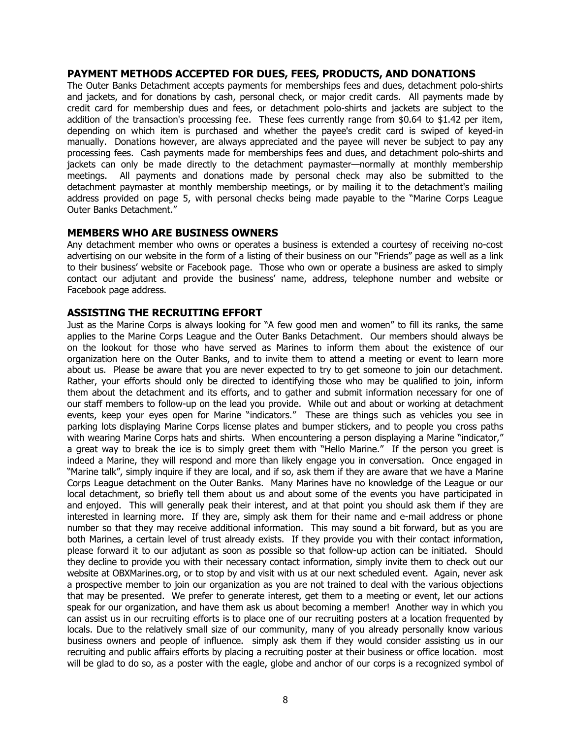## PAYMENT METHODS ACCEPTED FOR DUES, FEES, PRODUCTS, AND DONATIONS

The Outer Banks Detachment accepts payments for memberships fees and dues, detachment polo-shirts and jackets, and for donations by cash, personal check, or major credit cards. All payments made by credit card for membership dues and fees, or detachment polo-shirts and jackets are subject to the addition of the transaction's processing fee. These fees currently range from $0.64 to $1.42 per item, depending on which item is purchased and whether the payee's credit card is swiped of keyed-in manually. Donations however, are always appreciated and the payee will never be subject to pay any processing fees. Cash payments made for memberships fees and dues, and detachment polo-shirts and jackets can only be made directly to the detachment paymaster—normally at monthly membership meetings. All payments and donations made by personal check may also be submitted to the detachment paymaster at monthly membership meetings, or by mailing it to the detachment's mailing address provided on page 5, with personal checks being made payable to the "Marine Corps League Outer Banks Detachment."

## MEMBERS WHO ARE BUSINESS OWNERS

Any detachment member who owns or operates a business is extended a courtesy of receiving no-cost advertising on our website in the form of a listing of their business on our "Friends" page as well as a link to their business' website or Facebook page. Those who own or operate a business are asked to simply contact our adjutant and provide the business' name, address, telephone number and website or Facebook page address.

## ASSISTING THE RECRUITING EFFORT

Just as the Marine Corps is always looking for "A few good men and women" to fill its ranks, the same applies to the Marine Corps League and the Outer Banks Detachment. Our members should always be on the lookout for those who have served as Marines to inform them about the existence of our organization here on the Outer Banks, and to invite them to attend a meeting or event to learn more about us. Please be aware that you are never expected to try to get someone to join our detachment. Rather, your efforts should only be directed to identifying those who may be qualified to join, inform them about the detachment and its efforts, and to gather and submit information necessary for one of our staff members to follow-up on the lead you provide. While out and about or working at detachment events, keep your eyes open for Marine "indicators." These are things such as vehicles you see in parking lots displaying Marine Corps license plates and bumper stickers, and to people you cross paths with wearing Marine Corps hats and shirts. When encountering a person displaying a Marine "indicator," a great way to break the ice is to simply greet them with "Hello Marine." If the person you greet is indeed a Marine, they will respond and more than likely engage you in conversation. Once engaged in "Marine talk", simply inquire if they are local, and if so, ask them if they are aware that we have a Marine Corps League detachment on the Outer Banks. Many Marines have no knowledge of the League or our local detachment, so briefly tell them about us and about some of the events you have participated in and enjoyed. This will generally peak their interest, and at that point you should ask them if they are interested in learning more. If they are, simply ask them for their name and e-mail address or phone number so that they may receive additional information. This may sound a bit forward, but as you are both Marines, a certain level of trust already exists. If they provide you with their contact information, please forward it to our adjutant as soon as possible so that follow-up action can be initiated. Should they decline to provide you with their necessary contact information, simply invite them to check out our website at OBXMarines.org, or to stop by and visit with us at our next scheduled event. Again, never ask a prospective member to join our organization as you are not trained to deal with the various objections that may be presented. We prefer to generate interest, get them to a meeting or event, let our actions speak for our organization, and have them ask us about becoming a member! Another way in which you can assist us in our recruiting efforts is to place one of our recruiting posters at a location frequented by locals. Due to the relatively small size of our community, many of you already personally know various business owners and people of influence. simply ask them if they would consider assisting us in our recruiting and public affairs efforts by placing a recruiting poster at their business or office location. most will be glad to do so, as a poster with the eagle, globe and anchor of our corps is a recognized symbol of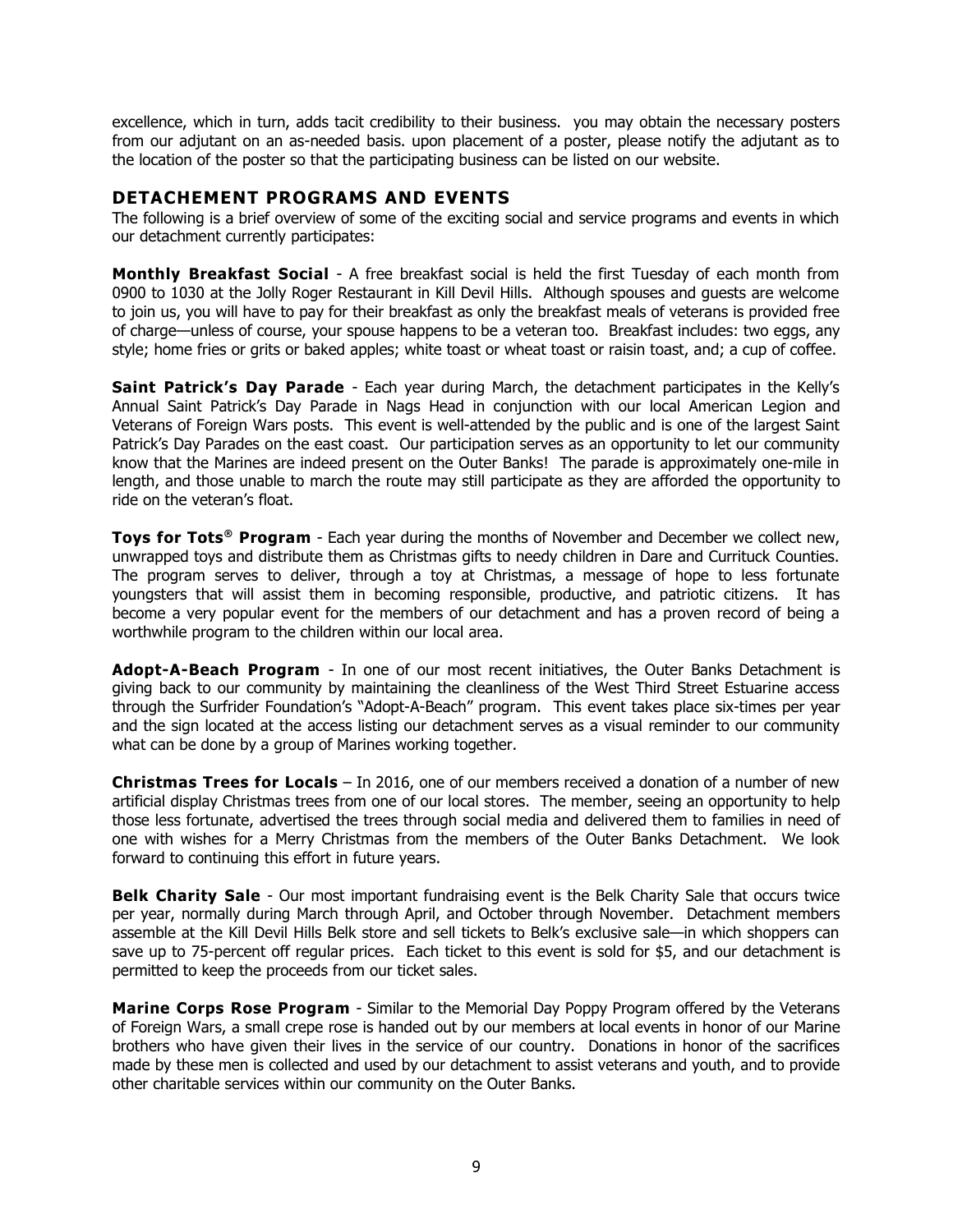excellence, which in turn, adds tacit credibility to their business. you may obtain the necessary posters from our adjutant on an as-needed basis. upon placement of a poster, please notify the adjutant as to the location of the poster so that the participating business can be listed on our website.

## DETACHEMENT PROGRAMS AND EVENTS

The following is a brief overview of some of the exciting social and service programs and events in which our detachment currently participates:

**Monthly Breakfast Social** - A free breakfast social is held the first Tuesday of each month from 0900 to 1030 at the Jolly Roger Restaurant in Kill Devil Hills. Although spouses and guests are welcome to join us, you will have to pay for their breakfast as only the breakfast meals of veterans is provided free of charge—unless of course, your spouse happens to be a veteran too. Breakfast includes: two eggs, any style; home fries or grits or baked apples; white toast or wheat toast or raisin toast, and; a cup of coffee.

**Saint Patrick's Day Parade** - Each year during March, the detachment participates in the Kelly's Annual Saint Patrick's Day Parade in Nags Head in conjunction with our local American Legion and Veterans of Foreign Wars posts. This event is well-attended by the public and is one of the largest Saint Patrick's Day Parades on the east coast. Our participation serves as an opportunity to let our community know that the Marines are indeed present on the Outer Banks! The parade is approximately one-mile in length, and those unable to march the route may still participate as they are afforded the opportunity to ride on the veteran's float.

**Toys for Tots® Program** - Each year during the months of November and December we collect new, unwrapped toys and distribute them as Christmas gifts to needy children in Dare and Currituck Counties. The program serves to deliver, through a toy at Christmas, a message of hope to less fortunate youngsters that will assist them in becoming responsible, productive, and patriotic citizens. It has become a very popular event for the members of our detachment and has a proven record of being a worthwhile program to the children within our local area.

**Adopt-A-Beach Program** - In one of our most recent initiatives, the Outer Banks Detachment is giving back to our community by maintaining the cleanliness of the West Third Street Estuarine access through the Surfrider Foundation's "Adopt-A-Beach" program. This event takes place six-times per year and the sign located at the access listing our detachment serves as a visual reminder to our community what can be done by a group of Marines working together.

**Christmas Trees for Locals** – In 2016, one of our members received a donation of a number of new artificial display Christmas trees from one of our local stores. The member, seeing an opportunity to help those less fortunate, advertised the trees through social media and delivered them to families in need of one with wishes for a Merry Christmas from the members of the Outer Banks Detachment. We look forward to continuing this effort in future years.

**Belk Charity Sale** - Our most important fundraising event is the Belk Charity Sale that occurs twice per year, normally during March through April, and October through November. Detachment members assemble at the Kill Devil Hills Belk store and sell tickets to Belk's exclusive sale—in which shoppers can save up to 75-percent off regular prices. Each ticket to this event is sold for $5, and our detachment is permitted to keep the proceeds from our ticket sales.

**Marine Corps Rose Program** - Similar to the Memorial Day Poppy Program offered by the Veterans of Foreign Wars, a small crepe rose is handed out by our members at local events in honor of our Marine brothers who have given their lives in the service of our country. Donations in honor of the sacrifices made by these men is collected and used by our detachment to assist veterans and youth, and to provide other charitable services within our community on the Outer Banks.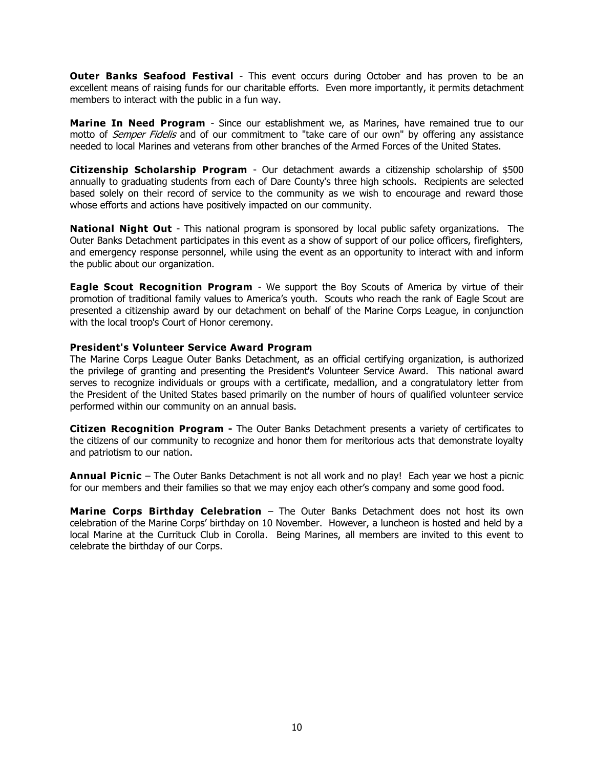**Outer Banks Seafood Festival** - This event occurs during October and has proven to be an excellent means of raising funds for our charitable efforts. Even more importantly, it permits detachment members to interact with the public in a fun way.

**Marine In Need Program** - Since our establishment we, as Marines, have remained true to our motto of *Semper Fidelis* and of our commitment to "take care of our own" by offering any assistance needed to local Marines and veterans from other branches of the Armed Forces of the United States.

**Citizenship Scholarship Program** - Our detachment awards a citizenship scholarship of $500 annually to graduating students from each of Dare County's three high schools. Recipients are selected based solely on their record of service to the community as we wish to encourage and reward those whose efforts and actions have positively impacted on our community.

**National Night Out** - This national program is sponsored by local public safety organizations. The Outer Banks Detachment participates in this event as a show of support of our police officers, firefighters, and emergency response personnel, while using the event as an opportunity to interact with and inform the public about our organization.

**Eagle Scout Recognition Program** - We support the Boy Scouts of America by virtue of their promotion of traditional family values to America's youth. Scouts who reach the rank of Eagle Scout are presented a citizenship award by our detachment on behalf of the Marine Corps League, in conjunction with the local troop's Court of Honor ceremony.

**President's Volunteer Service Award Program**

The Marine Corps League Outer Banks Detachment, as an official certifying organization, is authorized the privilege of granting and presenting the President's Volunteer Service Award. This national award serves to recognize individuals or groups with a certificate, medallion, and a congratulatory letter from the President of the United States based primarily on the number of hours of qualified volunteer service performed within our community on an annual basis.

**Citizen Recognition Program -** The Outer Banks Detachment presents a variety of certificates to the citizens of our community to recognize and honor them for meritorious acts that demonstrate loyalty and patriotism to our nation.

**Annual Picnic** – The Outer Banks Detachment is not all work and no play! Each year we host a picnic for our members and their families so that we may enjoy each other's company and some good food.

**Marine Corps Birthday Celebration** – The Outer Banks Detachment does not host its own celebration of the Marine Corps' birthday on 10 November. However, a luncheon is hosted and held by a local Marine at the Currituck Club in Corolla. Being Marines, all members are invited to this event to celebrate the birthday of our Corps.